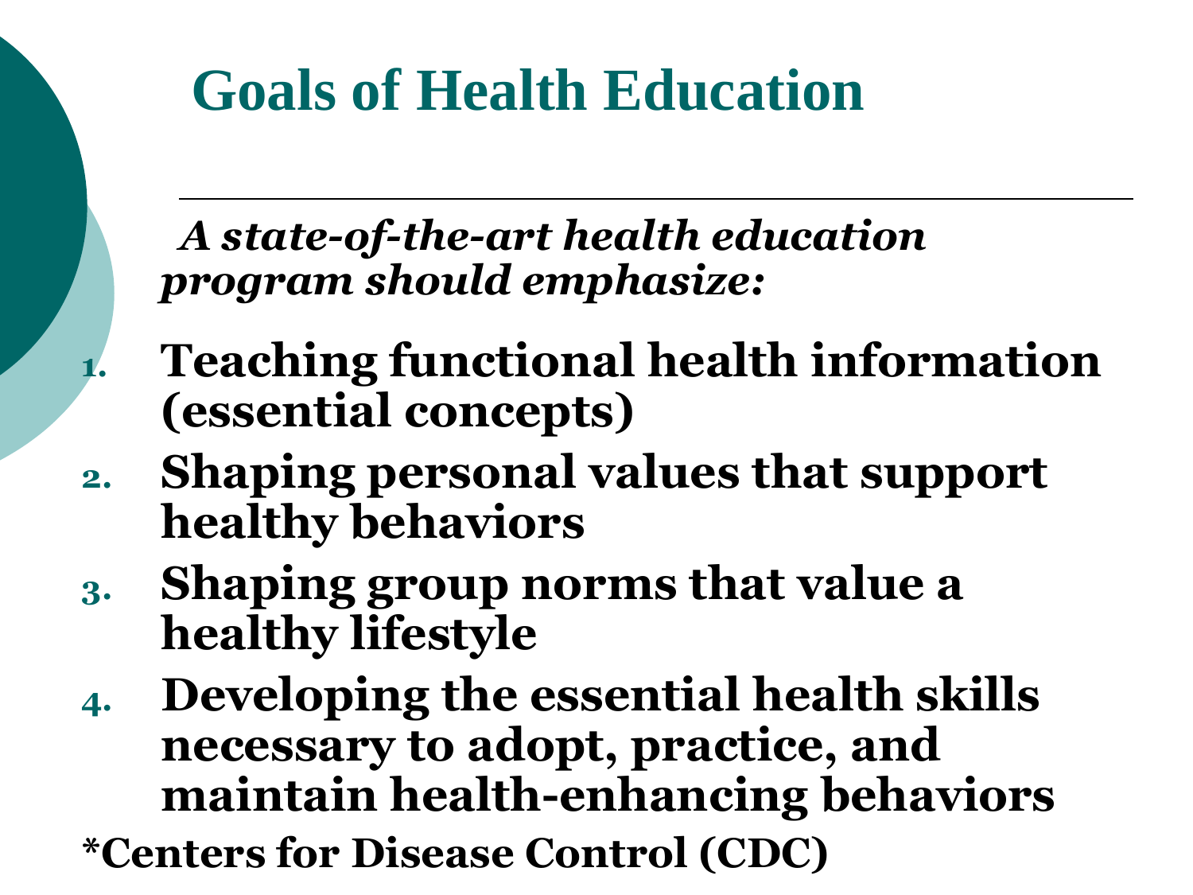# Goals of Health Education

***A state-of-the-art health education program should emphasize:***

1. **Teaching functional health information (essential concepts)**
2. **Shaping personal values that support healthy behaviors**
3. **Shaping group norms that value a healthy lifestyle**
4. **Developing the essential health skills necessary to adopt, practice, and maintain health-enhancing behaviors**

**\*Centers for Disease Control (CDC)**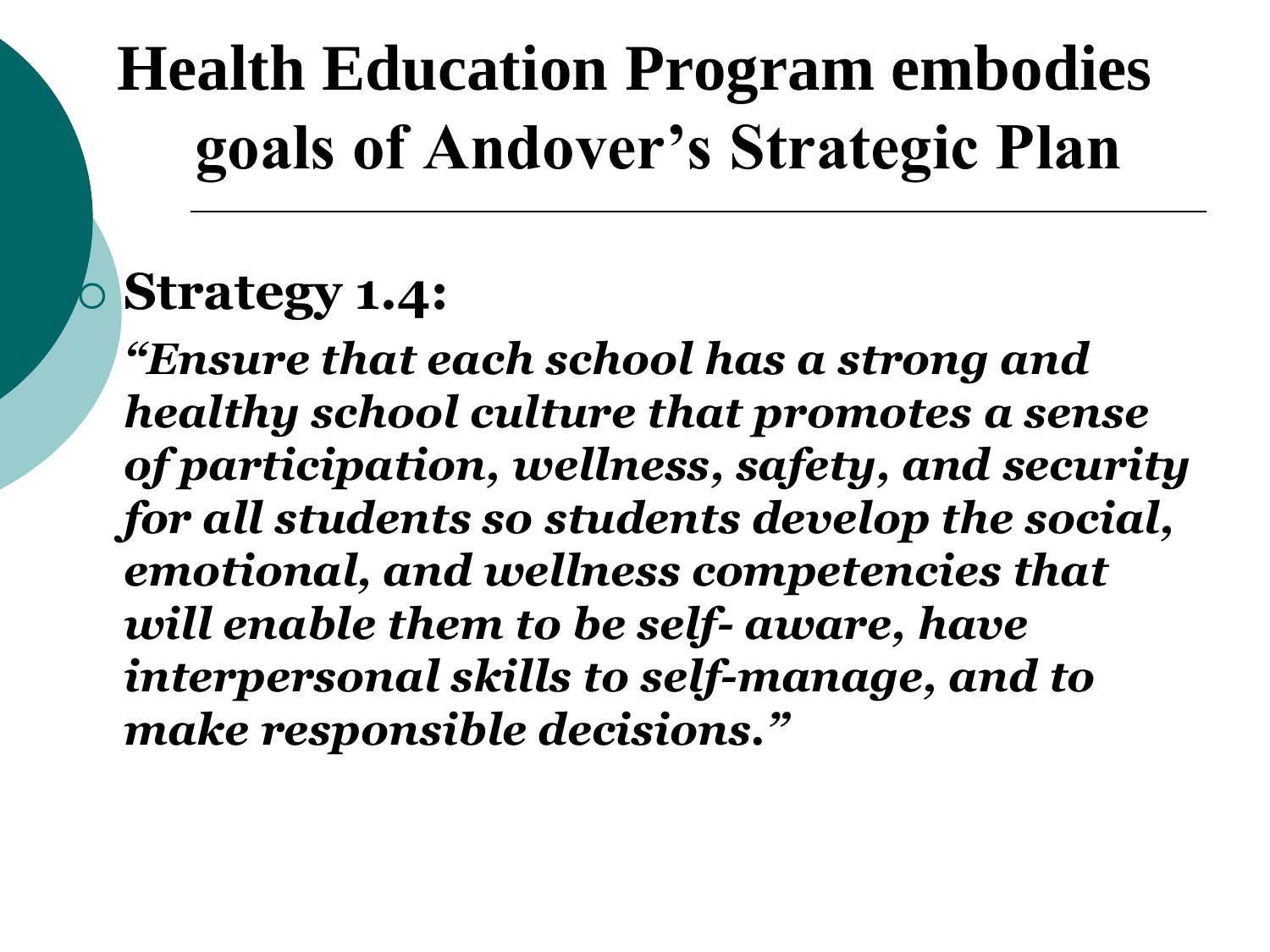# Health Education Program embodies goals of Andover's Strategic Plan

- **Strategy 1.4:**

  ***"Ensure that each school has a strong and healthy school culture that promotes a sense of participation, wellness, safety, and security for all students so students develop the social, emotional, and wellness competencies that will enable them to be self- aware, have interpersonal skills to self-manage, and to make responsible decisions."***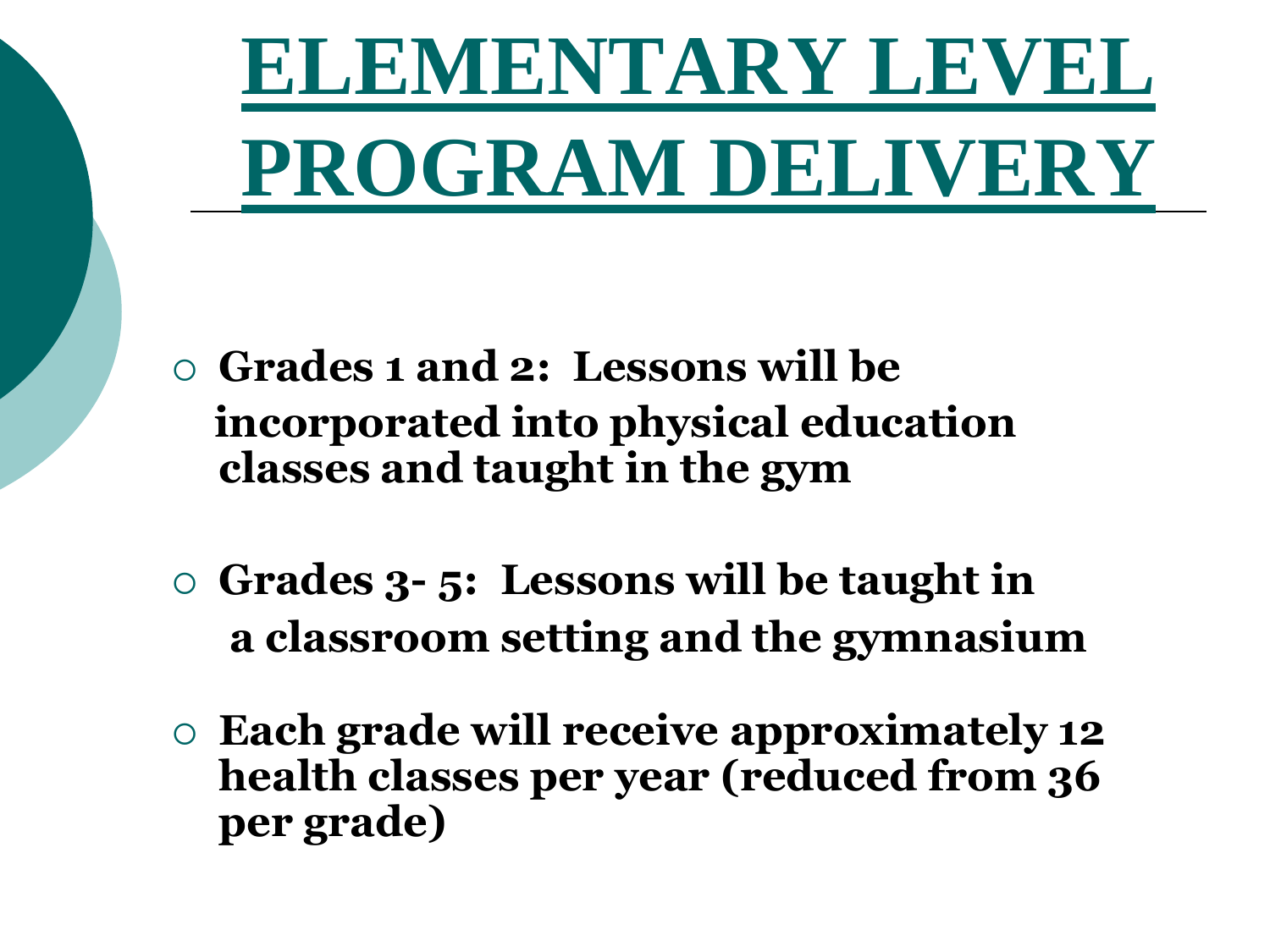# ELEMENTARY LEVEL PROGRAM DELIVERY

- **Grades 1 and 2: Lessons will be incorporated into physical education classes and taught in the gym**
- **Grades 3- 5: Lessons will be taught in a classroom setting and the gymnasium**
- **Each grade will receive approximately 12 health classes per year (reduced from 36 per grade)**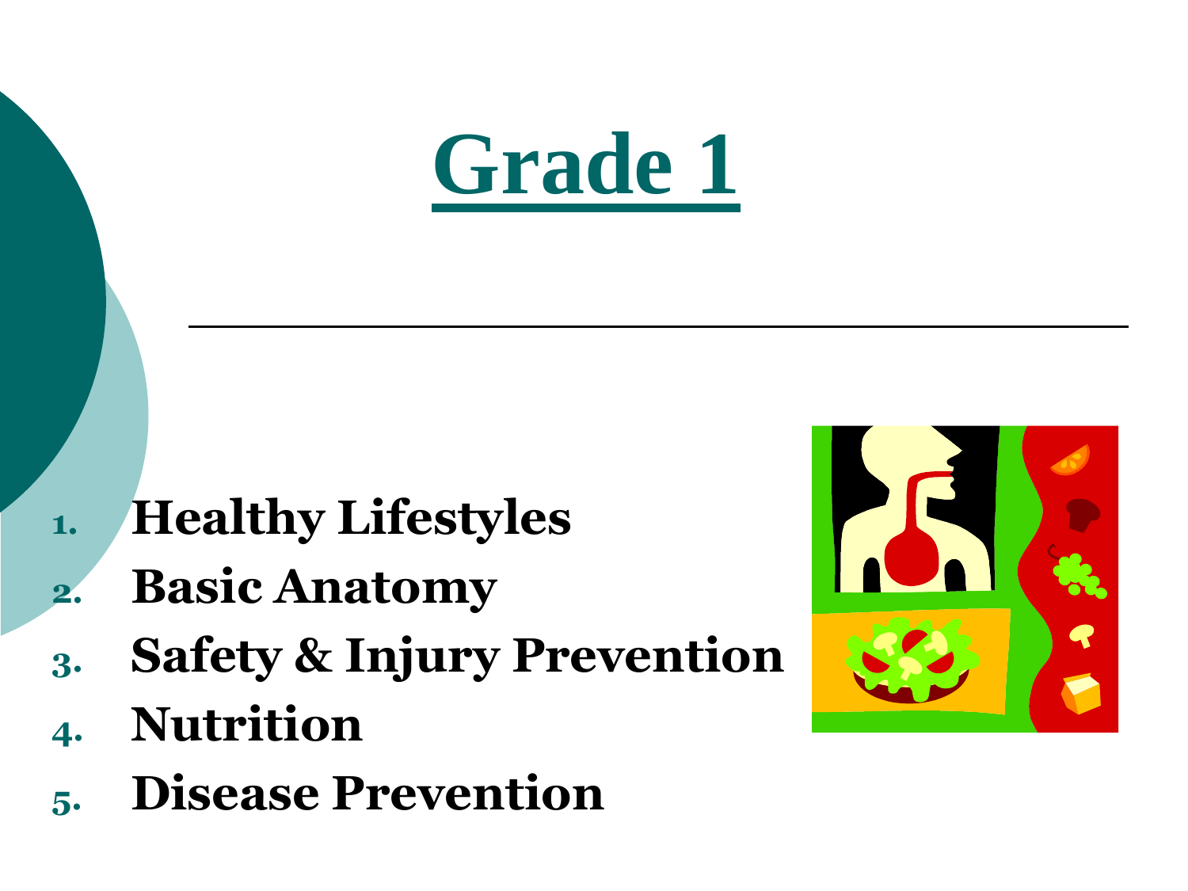# Grade 1

1. Healthy Lifestyles
2. Basic Anatomy
3. Safety & Injury Prevention
4. Nutrition
5. Disease Prevention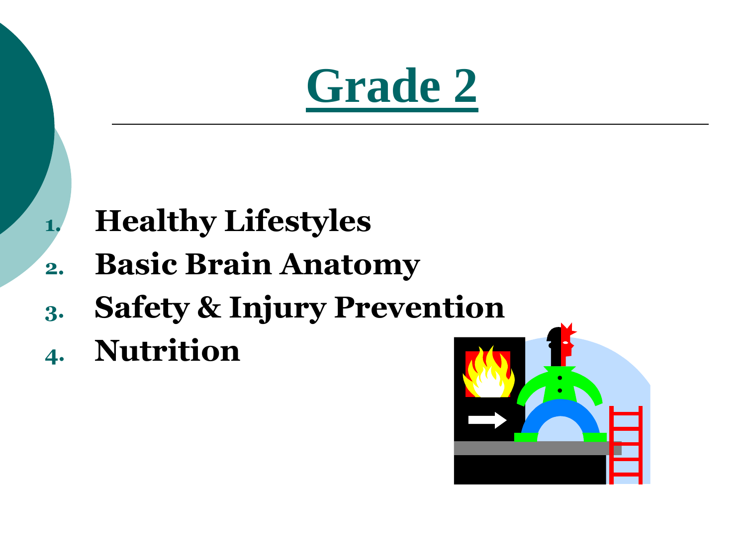# Grade 2

1. **Healthy Lifestyles**
2. **Basic Brain Anatomy**
3. **Safety & Injury Prevention**
4. **Nutrition**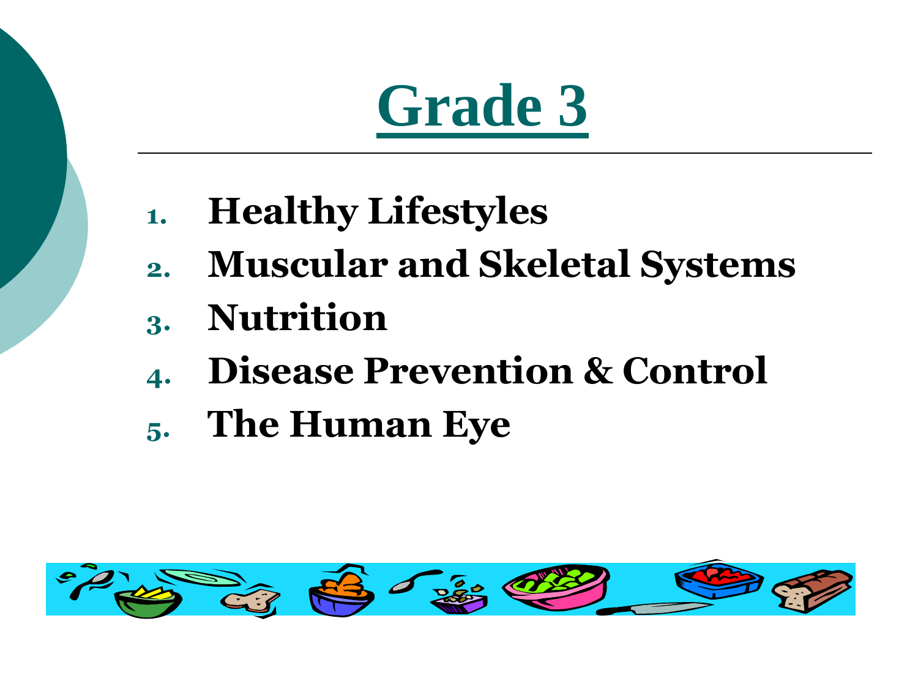# Grade 3

1. **Healthy Lifestyles**
2. **Muscular and Skeletal Systems**
3. **Nutrition**
4. **Disease Prevention & Control**
5. **The Human Eye**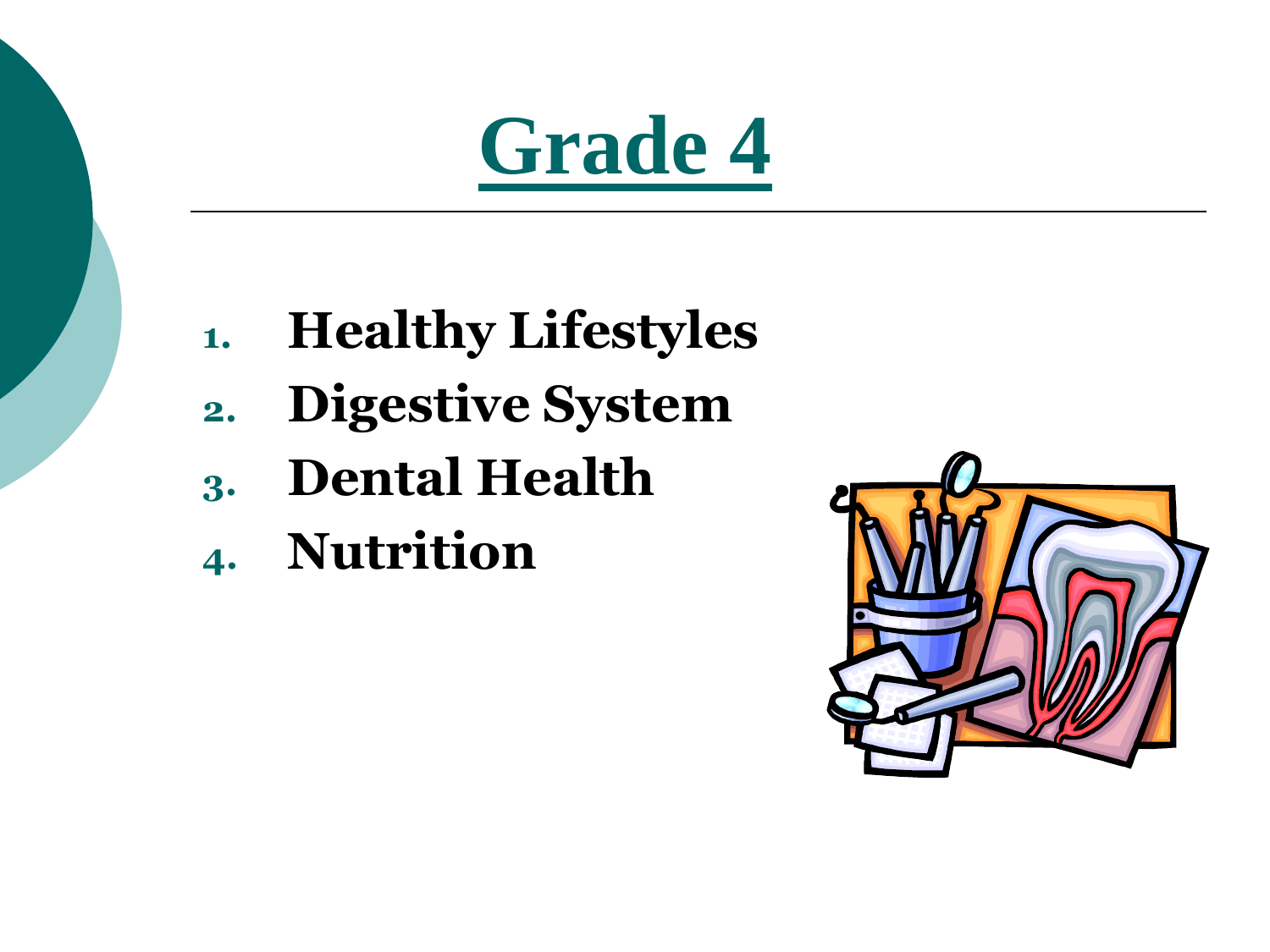# Grade 4

1. **Healthy Lifestyles**
2. **Digestive System**
3. **Dental Health**
4. **Nutrition**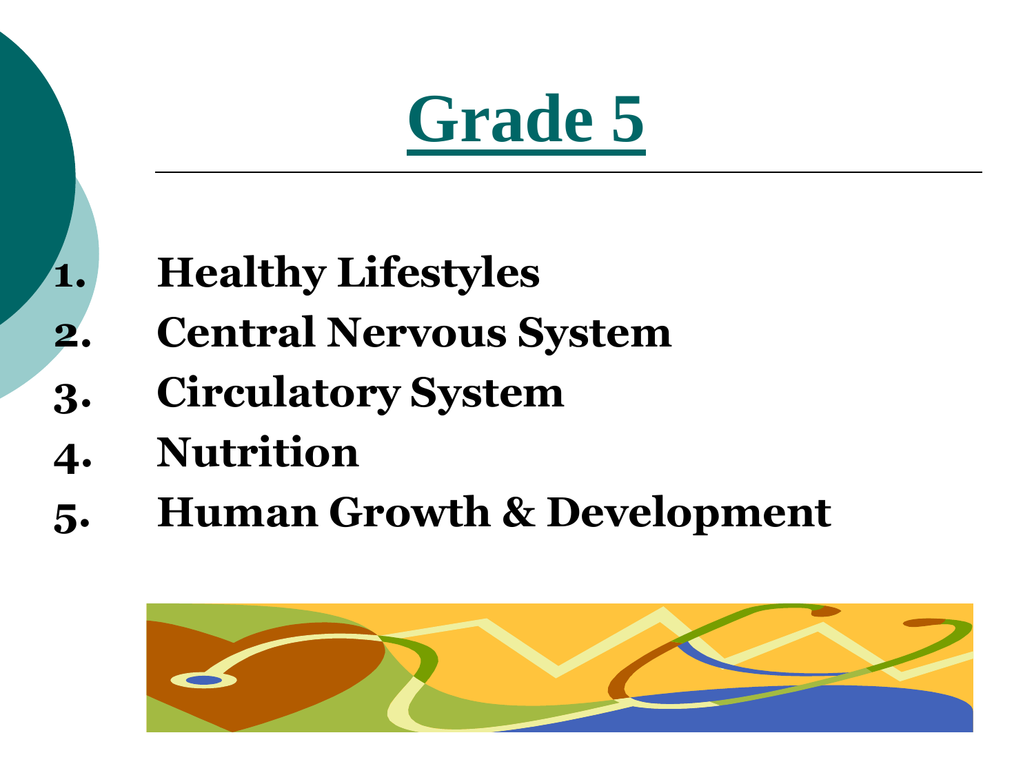# Grade 5

1. **Healthy Lifestyles**
2. **Central Nervous System**
3. **Circulatory System**
4. **Nutrition**
5. **Human Growth & Development**